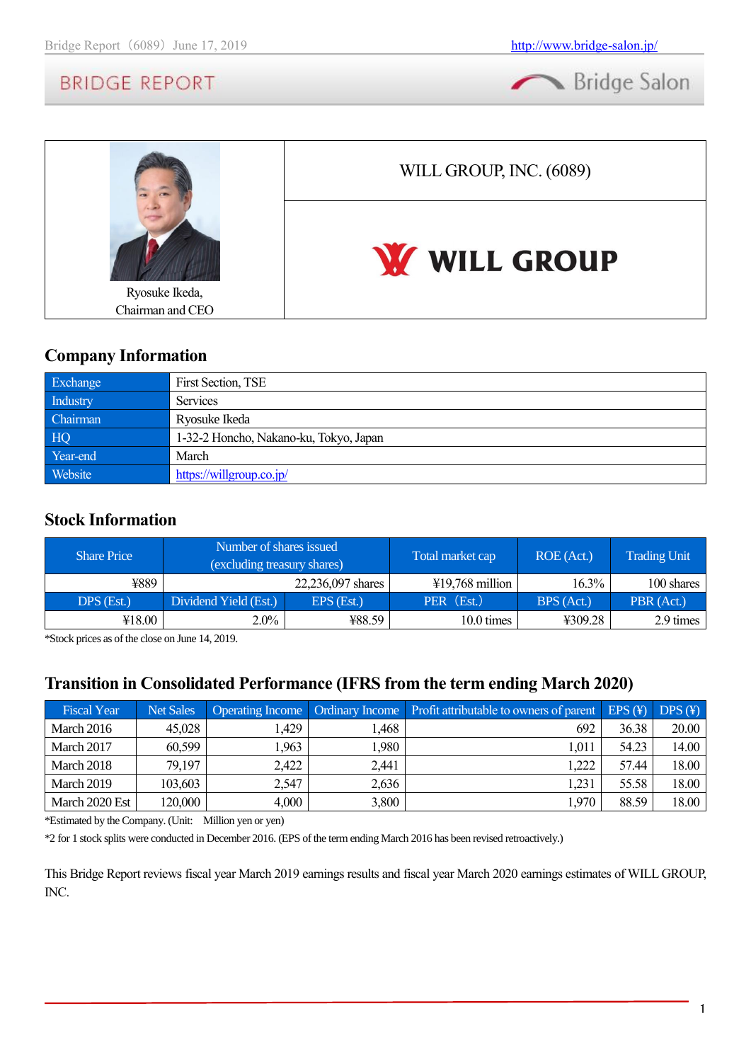BRIDGE REPORT

Bridge Salon

| | |
|---|---|
| Ryosuke Ikeda, Chairman and CEO | WILL GROUP, INC. (6089) |
| | WILL GROUP |

## Company Information

| | |
|---|---|
| Exchange | First Section, TSE |
| Industry | Services |
| Chairman | Ryosuke Ikeda |
| HQ | 1-32-2 Honcho, Nakano-ku, Tokyo, Japan |
| Year-end | March |
| Website | https://willgroup.co.jp/ |

## Stock Information

| Share Price | Number of shares issued (excluding treasury shares) | | Total market cap | ROE (Act.) | Trading Unit |
|---|---|---|---|---|---|
| ¥889 | 22,236,097 shares | | ¥19,768 million | 16.3% | 100 shares |
| DPS (Est.) | Dividend Yield (Est.) | EPS (Est.) | PER (Est.) | BPS (Act.) | PBR (Act.) |
| ¥18.00 | 2.0% | ¥88.59 | 10.0 times | ¥309.28 | 2.9 times |

*Stock prices as of the close on June 14, 2019.

## Transition in Consolidated Performance (IFRS from the term ending March 2020)

| Fiscal Year | Net Sales | Operating Income | Ordinary Income | Profit attributable to owners of parent | EPS (¥) | DPS (¥) |
|---|---|---|---|---|---|---|
| March 2016 | 45,028 | 1,429 | 1,468 | 692 | 36.38 | 20.00 |
| March 2017 | 60,599 | 1,963 | 1,980 | 1,011 | 54.23 | 14.00 |
| March 2018 | 79,197 | 2,422 | 2,441 | 1,222 | 57.44 | 18.00 |
| March 2019 | 103,603 | 2,547 | 2,636 | 1,231 | 55.58 | 18.00 |
| March 2020 Est | 120,000 | 4,000 | 3,800 | 1,970 | 88.59 | 18.00 |

*Estimated by the Company. (Unit: Million yen or yen)

*2 for 1 stock splits were conducted in December 2016. (EPS of the term ending March 2016 has been revised retroactively.)

This Bridge Report reviews fiscal year March 2019 earnings results and fiscal year March 2020 earnings estimates of WILL GROUP, INC.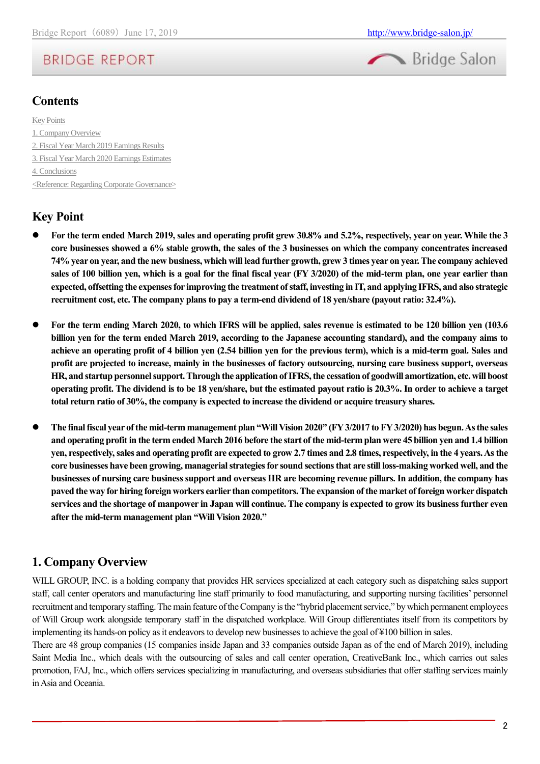## Contents

Key Points
1. Company Overview
2. Fiscal Year March 2019 Earnings Results
3. Fiscal Year March 2020 Earnings Estimates
4. Conclusions
<Reference: Regarding Corporate Governance>

## Key Point

- **For the term ended March 2019, sales and operating profit grew 30.8% and 5.2%, respectively, year on year. While the 3 core businesses showed a 6% stable growth, the sales of the 3 businesses on which the company concentrates increased 74% year on year, and the new business, which will lead further growth, grew 3 times year on year. The company achieved sales of 100 billion yen, which is a goal for the final fiscal year (FY 3/2020) of the mid-term plan, one year earlier than expected, offsetting the expenses for improving the treatment of staff, investing in IT, and applying IFRS, and also strategic recruitment cost, etc. The company plans to pay a term-end dividend of 18 yen/share (payout ratio: 32.4%).**

- **For the term ending March 2020, to which IFRS will be applied, sales revenue is estimated to be 120 billion yen (103.6 billion yen for the term ended March 2019, according to the Japanese accounting standard), and the company aims to achieve an operating profit of 4 billion yen (2.54 billion yen for the previous term), which is a mid-term goal. Sales and profit are projected to increase, mainly in the businesses of factory outsourcing, nursing care business support, overseas HR, and startup personnel support. Through the application of IFRS, the cessation of goodwill amortization, etc. will boost operating profit. The dividend is to be 18 yen/share, but the estimated payout ratio is 20.3%. In order to achieve a target total return ratio of 30%, the company is expected to increase the dividend or acquire treasury shares.**

- **The final fiscal year of the mid-term management plan "Will Vision 2020" (FY 3/2017 to FY 3/2020) has begun. As the sales and operating profit in the term ended March 2016 before the start of the mid-term plan were 45 billion yen and 1.4 billion yen, respectively, sales and operating profit are expected to grow 2.7 times and 2.8 times, respectively, in the 4 years. As the core businesses have been growing, managerial strategies for sound sections that are still loss-making worked well, and the businesses of nursing care business support and overseas HR are becoming revenue pillars. In addition, the company has paved the way for hiring foreign workers earlier than competitors. The expansion of the market of foreign worker dispatch services and the shortage of manpower in Japan will continue. The company is expected to grow its business further even after the mid-term management plan "Will Vision 2020."**

## 1. Company Overview

WILL GROUP, INC. is a holding company that provides HR services specialized at each category such as dispatching sales support staff, call center operators and manufacturing line staff primarily to food manufacturing, and supporting nursing facilities' personnel recruitment and temporary staffing. The main feature of the Company is the "hybrid placement service," by which permanent employees of Will Group work alongside temporary staff in the dispatched workplace. Will Group differentiates itself from its competitors by implementing its hands-on policy as it endeavors to develop new businesses to achieve the goal of ¥100 billion in sales.
There are 48 group companies (15 companies inside Japan and 33 companies outside Japan as of the end of March 2019), including Saint Media Inc., which deals with the outsourcing of sales and call center operation, CreativeBank Inc., which carries out sales promotion, FAJ, Inc., which offers services specializing in manufacturing, and overseas subsidiaries that offer staffing services mainly in Asia and Oceania.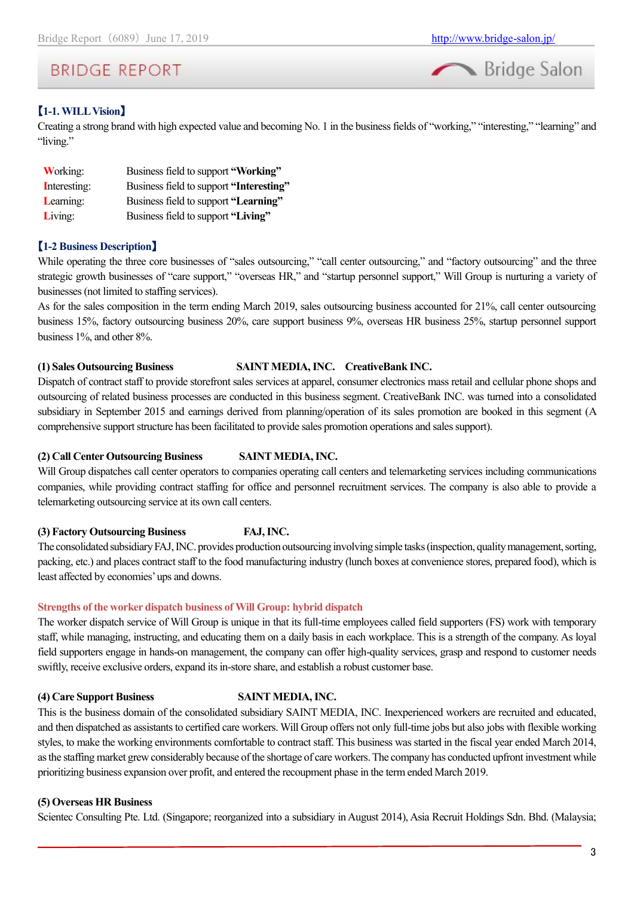## 【1-1. WILL Vision】

Creating a strong brand with high expected value and becoming No. 1 in the business fields of "working," "interesting," "learning" and "living."

| | |
|---|---|
| Working: | Business field to support **"Working"** |
| Interesting: | Business field to support **"Interesting"** |
| Learning: | Business field to support **"Learning"** |
| Living: | Business field to support **"Living"** |

## 【1-2 Business Description】

While operating the three core businesses of "sales outsourcing," "call center outsourcing," and "factory outsourcing" and the three strategic growth businesses of "care support," "overseas HR," and "startup personnel support," Will Group is nurturing a variety of businesses (not limited to staffing services).

As for the sales composition in the term ending March 2019, sales outsourcing business accounted for 21%, call center outsourcing business 15%, factory outsourcing business 20%, care support business 9%, overseas HR business 25%, startup personnel support business 1%, and other 8%.

### (1) Sales Outsourcing Business SAINT MEDIA, INC. CreativeBank INC.

Dispatch of contract staff to provide storefront sales services at apparel, consumer electronics mass retail and cellular phone shops and outsourcing of related business processes are conducted in this business segment. CreativeBank INC. was turned into a consolidated subsidiary in September 2015 and earnings derived from planning/operation of its sales promotion are booked in this segment (A comprehensive support structure has been facilitated to provide sales promotion operations and sales support).

### (2) Call Center Outsourcing Business SAINT MEDIA, INC.

Will Group dispatches call center operators to companies operating call centers and telemarketing services including communications companies, while providing contract staffing for office and personnel recruitment services. The company is also able to provide a telemarketing outsourcing service at its own call centers.

### (3) Factory Outsourcing Business FAJ, INC.

The consolidated subsidiary FAJ, INC. provides production outsourcing involving simple tasks (inspection, quality management, sorting, packing, etc.) and places contract staff to the food manufacturing industry (lunch boxes at convenience stores, prepared food), which is least affected by economies' ups and downs.

**Strengths of the worker dispatch business of Will Group: hybrid dispatch**

The worker dispatch service of Will Group is unique in that its full-time employees called field supporters (FS) work with temporary staff, while managing, instructing, and educating them on a daily basis in each workplace. This is a strength of the company. As loyal field supporters engage in hands-on management, the company can offer high-quality services, grasp and respond to customer needs swiftly, receive exclusive orders, expand its in-store share, and establish a robust customer base.

### (4) Care Support Business SAINT MEDIA, INC.

This is the business domain of the consolidated subsidiary SAINT MEDIA, INC. Inexperienced workers are recruited and educated, and then dispatched as assistants to certified care workers. Will Group offers not only full-time jobs but also jobs with flexible working styles, to make the working environments comfortable to contract staff. This business was started in the fiscal year ended March 2014, as the staffing market grew considerably because of the shortage of care workers. The company has conducted upfront investment while prioritizing business expansion over profit, and entered the recoupment phase in the term ended March 2019.

### (5) Overseas HR Business

Scientec Consulting Pte. Ltd. (Singapore; reorganized into a subsidiary in August 2014), Asia Recruit Holdings Sdn. Bhd. (Malaysia;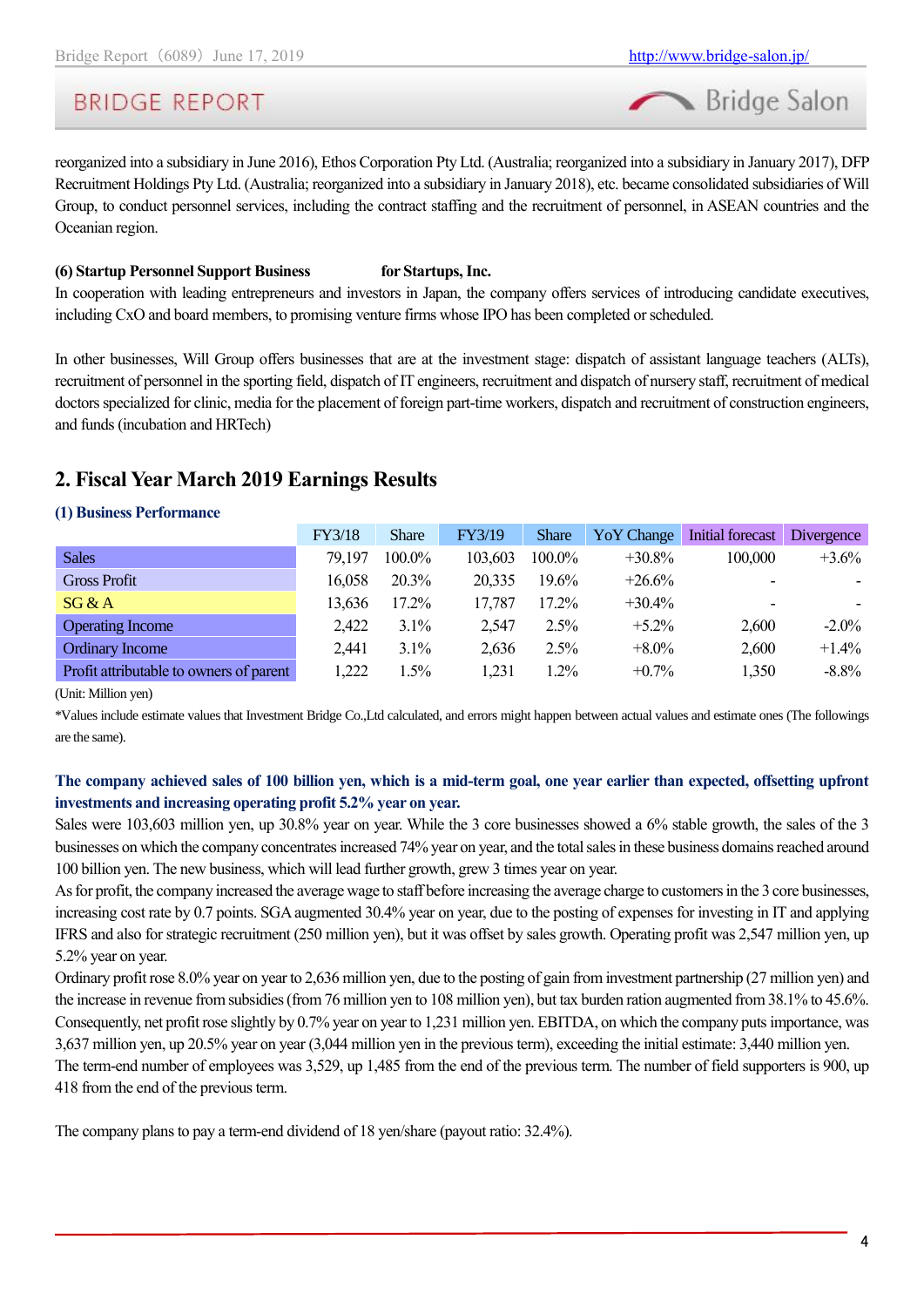reorganized into a subsidiary in June 2016), Ethos Corporation Pty Ltd. (Australia; reorganized into a subsidiary in January 2017), DFP Recruitment Holdings Pty Ltd. (Australia; reorganized into a subsidiary in January 2018), etc. became consolidated subsidiaries of Will Group, to conduct personnel services, including the contract staffing and the recruitment of personnel, in ASEAN countries and the Oceanian region.

**(6) Startup Personnel Support Business for Startups, Inc.**

In cooperation with leading entrepreneurs and investors in Japan, the company offers services of introducing candidate executives, including CxO and board members, to promising venture firms whose IPO has been completed or scheduled.

In other businesses, Will Group offers businesses that are at the investment stage: dispatch of assistant language teachers (ALTs), recruitment of personnel in the sporting field, dispatch of IT engineers, recruitment and dispatch of nursery staff, recruitment of medical doctors specialized for clinic, media for the placement of foreign part-time workers, dispatch and recruitment of construction engineers, and funds (incubation and HRTech)

## 2. Fiscal Year March 2019 Earnings Results

### (1) Business Performance

| | FY3/18 | Share | FY3/19 | Share | YoY Change | Initial forecast | Divergence |
|---|---|---|---|---|---|---|---|
| Sales | 79,197 | 100.0% | 103,603 | 100.0% | +30.8% | 100,000 | +3.6% |
| Gross Profit | 16,058 | 20.3% | 20,335 | 19.6% | +26.6% | - | - |
| SG & A | 13,636 | 17.2% | 17,787 | 17.2% | +30.4% | - | - |
| Operating Income | 2,422 | 3.1% | 2,547 | 2.5% | +5.2% | 2,600 | -2.0% |
| Ordinary Income | 2,441 | 3.1% | 2,636 | 2.5% | +8.0% | 2,600 | +1.4% |
| Profit attributable to owners of parent | 1,222 | 1.5% | 1,231 | 1.2% | +0.7% | 1,350 | -8.8% |

(Unit: Million yen)

*Values include estimate values that Investment Bridge Co.,Ltd calculated, and errors might happen between actual values and estimate ones (The followings are the same).

**The company achieved sales of 100 billion yen, which is a mid-term goal, one year earlier than expected, offsetting upfront investments and increasing operating profit 5.2% year on year.**

Sales were 103,603 million yen, up 30.8% year on year. While the 3 core businesses showed a 6% stable growth, the sales of the 3 businesses on which the company concentrates increased 74% year on year, and the total sales in these business domains reached around 100 billion yen. The new business, which will lead further growth, grew 3 times year on year.

As for profit, the company increased the average wage to staff before increasing the average charge to customers in the 3 core businesses, increasing cost rate by 0.7 points. SGA augmented 30.4% year on year, due to the posting of expenses for investing in IT and applying IFRS and also for strategic recruitment (250 million yen), but it was offset by sales growth. Operating profit was 2,547 million yen, up 5.2% year on year.

Ordinary profit rose 8.0% year on year to 2,636 million yen, due to the posting of gain from investment partnership (27 million yen) and the increase in revenue from subsidies (from 76 million yen to 108 million yen), but tax burden ration augmented from 38.1% to 45.6%. Consequently, net profit rose slightly by 0.7% year on year to 1,231 million yen. EBITDA, on which the company puts importance, was 3,637 million yen, up 20.5% year on year (3,044 million yen in the previous term), exceeding the initial estimate: 3,440 million yen.

The term-end number of employees was 3,529, up 1,485 from the end of the previous term. The number of field supporters is 900, up 418 from the end of the previous term.

The company plans to pay a term-end dividend of 18 yen/share (payout ratio: 32.4%).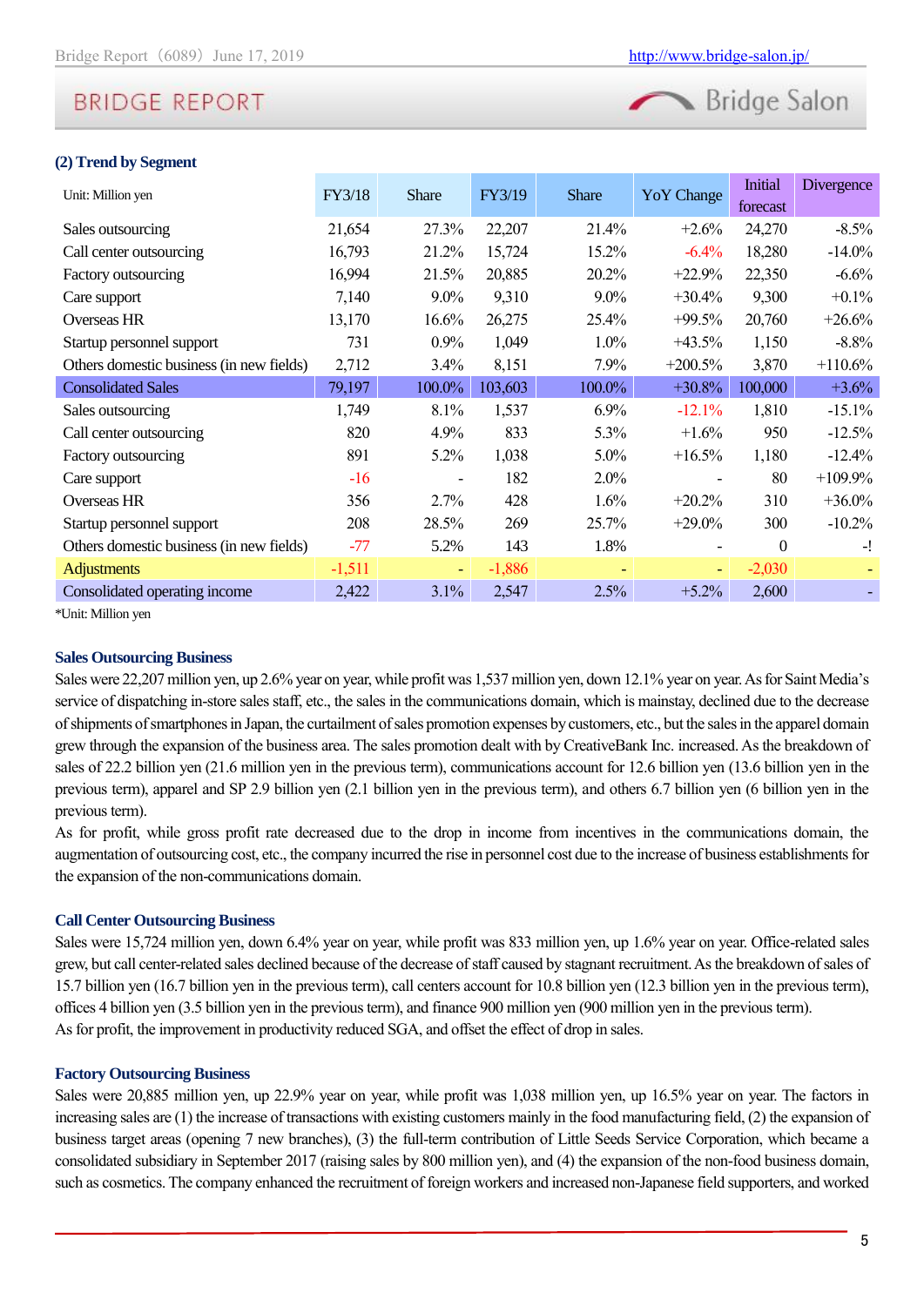### (2) Trend by Segment

| Unit: Million yen | FY3/18 | Share | FY3/19 | Share | YoY Change | Initial forecast | Divergence |
|---|---|---|---|---|---|---|---|
| Sales outsourcing | 21,654 | 27.3% | 22,207 | 21.4% | +2.6% | 24,270 | -8.5% |
| Call center outsourcing | 16,793 | 21.2% | 15,724 | 15.2% | -6.4% | 18,280 | -14.0% |
| Factory outsourcing | 16,994 | 21.5% | 20,885 | 20.2% | +22.9% | 22,350 | -6.6% |
| Care support | 7,140 | 9.0% | 9,310 | 9.0% | +30.4% | 9,300 | +0.1% |
| Overseas HR | 13,170 | 16.6% | 26,275 | 25.4% | +99.5% | 20,760 | +26.6% |
| Startup personnel support | 731 | 0.9% | 1,049 | 1.0% | +43.5% | 1,150 | -8.8% |
| Others domestic business (in new fields) | 2,712 | 3.4% | 8,151 | 7.9% | +200.5% | 3,870 | +110.6% |
| Consolidated Sales | 79,197 | 100.0% | 103,603 | 100.0% | +30.8% | 100,000 | +3.6% |
| Sales outsourcing | 1,749 | 8.1% | 1,537 | 6.9% | -12.1% | 1,810 | -15.1% |
| Call center outsourcing | 820 | 4.9% | 833 | 5.3% | +1.6% | 950 | -12.5% |
| Factory outsourcing | 891 | 5.2% | 1,038 | 5.0% | +16.5% | 1,180 | -12.4% |
| Care support | -16 | - | 182 | 2.0% | - | 80 | +109.9% |
| Overseas HR | 356 | 2.7% | 428 | 1.6% | +20.2% | 310 | +36.0% |
| Startup personnel support | 208 | 28.5% | 269 | 25.7% | +29.0% | 300 | -10.2% |
| Others domestic business (in new fields) | -77 | 5.2% | 143 | 1.8% | - | 0 | -! |
| Adjustments | -1,511 | - | -1,886 | - | - | -2,030 | - |
| Consolidated operating income | 2,422 | 3.1% | 2,547 | 2.5% | +5.2% | 2,600 | - |

*Unit: Million yen

#### Sales Outsourcing Business

Sales were 22,207 million yen, up 2.6% year on year, while profit was 1,537 million yen, down 12.1% year on year. As for Saint Media's service of dispatching in-store sales staff, etc., the sales in the communications domain, which is mainstay, declined due to the decrease of shipments of smartphones in Japan, the curtailment of sales promotion expenses by customers, etc., but the sales in the apparel domain grew through the expansion of the business area. The sales promotion dealt with by CreativeBank Inc. increased. As the breakdown of sales of 22.2 billion yen (21.6 million yen in the previous term), communications account for 12.6 billion yen (13.6 billion yen in the previous term), apparel and SP 2.9 billion yen (2.1 billion yen in the previous term), and others 6.7 billion yen (6 billion yen in the previous term).

As for profit, while gross profit rate decreased due to the drop in income from incentives in the communications domain, the augmentation of outsourcing cost, etc., the company incurred the rise in personnel cost due to the increase of business establishments for the expansion of the non-communications domain.

#### Call Center Outsourcing Business

Sales were 15,724 million yen, down 6.4% year on year, while profit was 833 million yen, up 1.6% year on year. Office-related sales grew, but call center-related sales declined because of the decrease of staff caused by stagnant recruitment. As the breakdown of sales of 15.7 billion yen (16.7 billion yen in the previous term), call centers account for 10.8 billion yen (12.3 billion yen in the previous term), offices 4 billion yen (3.5 billion yen in the previous term), and finance 900 million yen (900 million yen in the previous term).

As for profit, the improvement in productivity reduced SGA, and offset the effect of drop in sales.

#### Factory Outsourcing Business

Sales were 20,885 million yen, up 22.9% year on year, while profit was 1,038 million yen, up 16.5% year on year. The factors in increasing sales are (1) the increase of transactions with existing customers mainly in the food manufacturing field, (2) the expansion of business target areas (opening 7 new branches), (3) the full-term contribution of Little Seeds Service Corporation, which became a consolidated subsidiary in September 2017 (raising sales by 800 million yen), and (4) the expansion of the non-food business domain, such as cosmetics. The company enhanced the recruitment of foreign workers and increased non-Japanese field supporters, and worked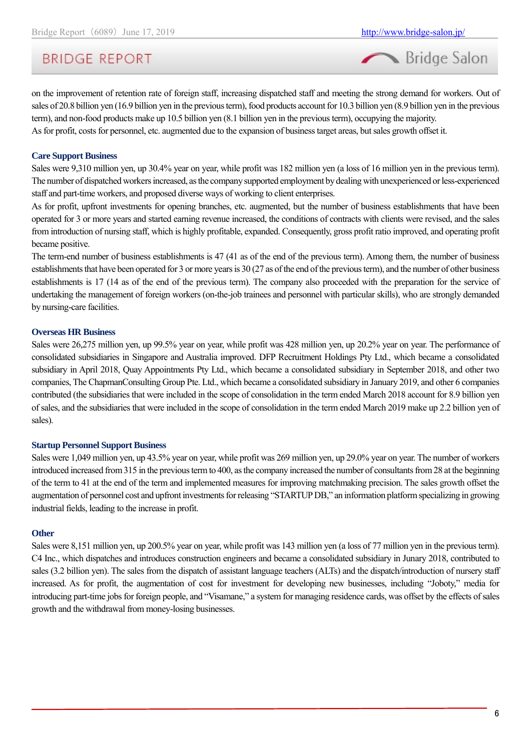on the improvement of retention rate of foreign staff, increasing dispatched staff and meeting the strong demand for workers. Out of sales of 20.8 billion yen (16.9 billion yen in the previous term), food products account for 10.3 billion yen (8.9 billion yen in the previous term), and non-food products make up 10.5 billion yen (8.1 billion yen in the previous term), occupying the majority.
As for profit, costs for personnel, etc. augmented due to the expansion of business target areas, but sales growth offset it.

### Care Support Business

Sales were 9,310 million yen, up 30.4% year on year, while profit was 182 million yen (a loss of 16 million yen in the previous term). The number of dispatched workers increased, as the company supported employment by dealing with unexperienced or less-experienced staff and part-time workers, and proposed diverse ways of working to client enterprises.
As for profit, upfront investments for opening branches, etc. augmented, but the number of business establishments that have been operated for 3 or more years and started earning revenue increased, the conditions of contracts with clients were revised, and the sales from introduction of nursing staff, which is highly profitable, expanded. Consequently, gross profit ratio improved, and operating profit became positive.
The term-end number of business establishments is 47 (41 as of the end of the previous term). Among them, the number of business establishments that have been operated for 3 or more years is 30 (27 as of the end of the previous term), and the number of other business establishments is 17 (14 as of the end of the previous term). The company also proceeded with the preparation for the service of undertaking the management of foreign workers (on-the-job trainees and personnel with particular skills), who are strongly demanded by nursing-care facilities.

### Overseas HR Business

Sales were 26,275 million yen, up 99.5% year on year, while profit was 428 million yen, up 20.2% year on year. The performance of consolidated subsidiaries in Singapore and Australia improved. DFP Recruitment Holdings Pty Ltd., which became a consolidated subsidiary in April 2018, Quay Appointments Pty Ltd., which became a consolidated subsidiary in September 2018, and other two companies, The ChapmanConsulting Group Pte. Ltd., which became a consolidated subsidiary in January 2019, and other 6 companies contributed (the subsidiaries that were included in the scope of consolidation in the term ended March 2018 account for 8.9 billion yen of sales, and the subsidiaries that were included in the scope of consolidation in the term ended March 2019 make up 2.2 billion yen of sales).

### Startup Personnel Support Business

Sales were 1,049 million yen, up 43.5% year on year, while profit was 269 million yen, up 29.0% year on year. The number of workers introduced increased from 315 in the previous term to 400, as the company increased the number of consultants from 28 at the beginning of the term to 41 at the end of the term and implemented measures for improving matchmaking precision. The sales growth offset the augmentation of personnel cost and upfront investments for releasing "STARTUP DB," an information platform specializing in growing industrial fields, leading to the increase in profit.

### Other

Sales were 8,151 million yen, up 200.5% year on year, while profit was 143 million yen (a loss of 77 million yen in the previous term). C4 Inc., which dispatches and introduces construction engineers and became a consolidated subsidiary in Junary 2018, contributed to sales (3.2 billion yen). The sales from the dispatch of assistant language teachers (ALTs) and the dispatch/introduction of nursery staff increased. As for profit, the augmentation of cost for investment for developing new businesses, including "Joboty," media for introducing part-time jobs for foreign people, and "Visamane," a system for managing residence cards, was offset by the effects of sales growth and the withdrawal from money-losing businesses.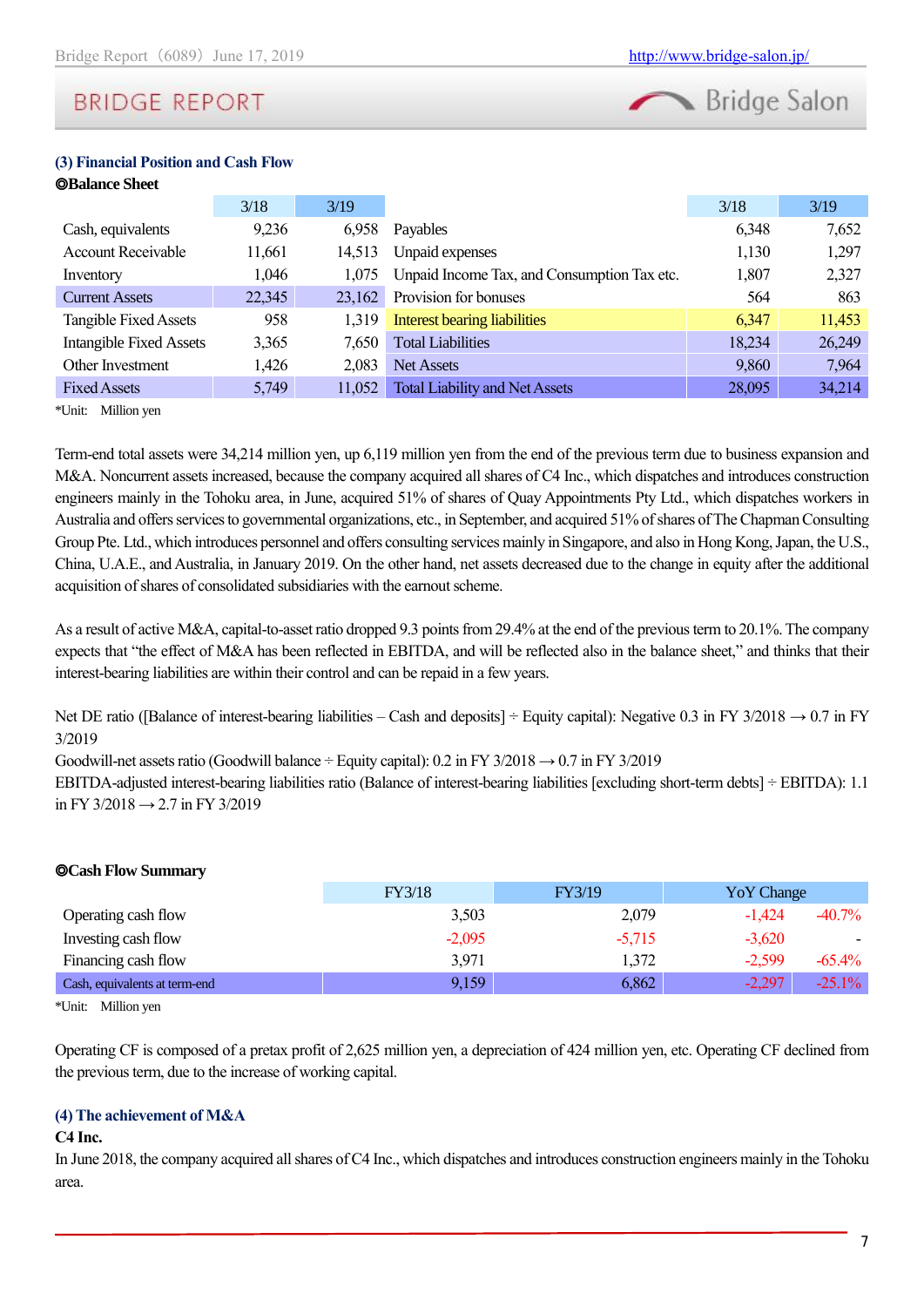### (3) Financial Position and Cash Flow

**◎Balance Sheet**

| | 3/18 | 3/19 | | 3/18 | 3/19 |
|---|---|---|---|---|---|
| Cash, equivalents | 9,236 | 6,958 | Payables | 6,348 | 7,652 |
| Account Receivable | 11,661 | 14,513 | Unpaid expenses | 1,130 | 1,297 |
| Inventory | 1,046 | 1,075 | Unpaid Income Tax, and Consumption Tax etc. | 1,807 | 2,327 |
| Current Assets | 22,345 | 23,162 | Provision for bonuses | 564 | 863 |
| Tangible Fixed Assets | 958 | 1,319 | Interest bearing liabilities | 6,347 | 11,453 |
| Intangible Fixed Assets | 3,365 | 7,650 | Total Liabilities | 18,234 | 26,249 |
| Other Investment | 1,426 | 2,083 | Net Assets | 9,860 | 7,964 |
| Fixed Assets | 5,749 | 11,052 | Total Liability and Net Assets | 28,095 | 34,214 |

*Unit: Million yen

Term-end total assets were 34,214 million yen, up 6,119 million yen from the end of the previous term due to business expansion and M&A. Noncurrent assets increased, because the company acquired all shares of C4 Inc., which dispatches and introduces construction engineers mainly in the Tohoku area, in June, acquired 51% of shares of Quay Appointments Pty Ltd., which dispatches workers in Australia and offers services to governmental organizations, etc., in September, and acquired 51% of shares of The Chapman Consulting Group Pte. Ltd., which introduces personnel and offers consulting services mainly in Singapore, and also in Hong Kong, Japan, the U.S., China, U.A.E., and Australia, in January 2019. On the other hand, net assets decreased due to the change in equity after the additional acquisition of shares of consolidated subsidiaries with the earnout scheme.

As a result of active M&A, capital-to-asset ratio dropped 9.3 points from 29.4% at the end of the previous term to 20.1%. The company expects that "the effect of M&A has been reflected in EBITDA, and will be reflected also in the balance sheet," and thinks that their interest-bearing liabilities are within their control and can be repaid in a few years.

Net DE ratio ([Balance of interest-bearing liabilities – Cash and deposits] ÷ Equity capital): Negative 0.3 in FY 3/2018 → 0.7 in FY 3/2019

Goodwill-net assets ratio (Goodwill balance ÷ Equity capital): 0.2 in FY 3/2018 → 0.7 in FY 3/2019

EBITDA-adjusted interest-bearing liabilities ratio (Balance of interest-bearing liabilities [excluding short-term debts] ÷ EBITDA): 1.1 in FY 3/2018 → 2.7 in FY 3/2019

**◎Cash Flow Summary**

| | FY3/18 | FY3/19 | YoY Change | |
|---|---|---|---|---|
| Operating cash flow | 3,503 | 2,079 | -1,424 | -40.7% |
| Investing cash flow | -2,095 | -5,715 | -3,620 | - |
| Financing cash flow | 3,971 | 1,372 | -2,599 | -65.4% |
| Cash, equivalents at term-end | 9,159 | 6,862 | -2,297 | -25.1% |

*Unit: Million yen

Operating CF is composed of a pretax profit of 2,625 million yen, a depreciation of 424 million yen, etc. Operating CF declined from the previous term, due to the increase of working capital.

### (4) The achievement of M&A

**C4 Inc.**

In June 2018, the company acquired all shares of C4 Inc., which dispatches and introduces construction engineers mainly in the Tohoku area.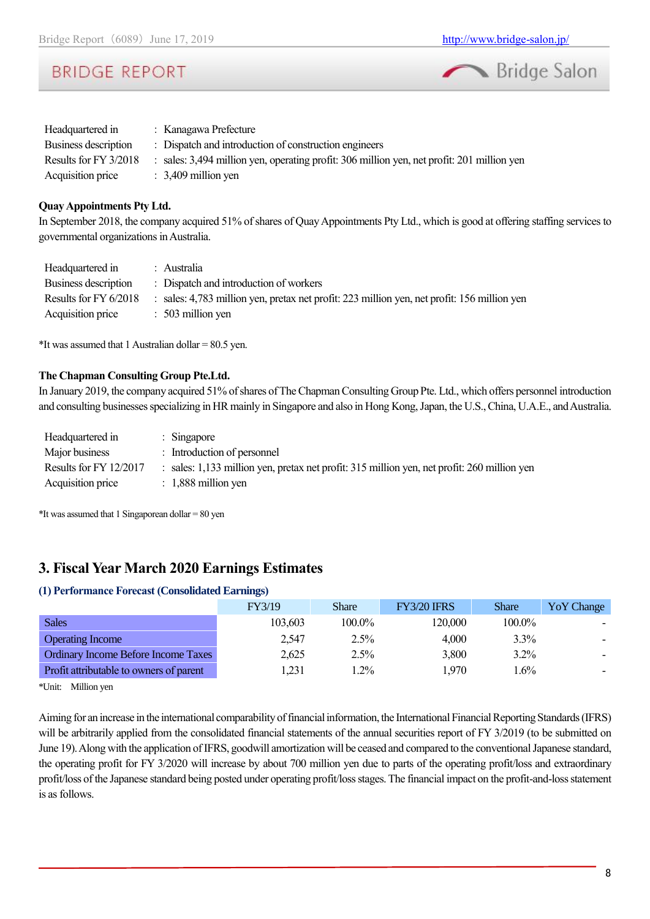| | | |
|---|---|---|
| Headquartered in | : | Kanagawa Prefecture |
| Business description | : | Dispatch and introduction of construction engineers |
| Results for FY 3/2018 | : | sales: 3,494 million yen, operating profit: 306 million yen, net profit: 201 million yen |
| Acquisition price | : | 3,409 million yen |

**Quay Appointments Pty Ltd.**

In September 2018, the company acquired 51% of shares of Quay Appointments Pty Ltd., which is good at offering staffing services to governmental organizations in Australia.

| | | |
|---|---|---|
| Headquartered in | : | Australia |
| Business description | : | Dispatch and introduction of workers |
| Results for FY 6/2018 | : | sales: 4,783 million yen, pretax net profit: 223 million yen, net profit: 156 million yen |
| Acquisition price | : | 503 million yen |

*It was assumed that 1 Australian dollar = 80.5 yen.

**The Chapman Consulting Group Pte.Ltd.**

In January 2019, the company acquired 51% of shares of The Chapman Consulting Group Pte. Ltd., which offers personnel introduction and consulting businesses specializing in HR mainly in Singapore and also in Hong Kong, Japan, the U.S., China, U.A.E., and Australia.

| | | |
|---|---|---|
| Headquartered in | : | Singapore |
| Major business | : | Introduction of personnel |
| Results for FY 12/2017 | : | sales: 1,133 million yen, pretax net profit: 315 million yen, net profit: 260 million yen |
| Acquisition price | : | 1,888 million yen |

*It was assumed that 1 Singaporean dollar = 80 yen

## 3. Fiscal Year March 2020 Earnings Estimates

### (1) Performance Forecast (Consolidated Earnings)

| | FY3/19 | Share | FY3/20 IFRS | Share | YoY Change |
|---|---|---|---|---|---|
| Sales | 103,603 | 100.0% | 120,000 | 100.0% | - |
| Operating Income | 2,547 | 2.5% | 4,000 | 3.3% | - |
| Ordinary Income Before Income Taxes | 2,625 | 2.5% | 3,800 | 3.2% | - |
| Profit attributable to owners of parent | 1,231 | 1.2% | 1,970 | 1.6% | - |

*Unit: Million yen

Aiming for an increase in the international comparability of financial information, the International Financial Reporting Standards (IFRS) will be arbitrarily applied from the consolidated financial statements of the annual securities report of FY 3/2019 (to be submitted on June 19). Along with the application of IFRS, goodwill amortization will be ceased and compared to the conventional Japanese standard, the operating profit for FY 3/2020 will increase by about 700 million yen due to parts of the operating profit/loss and extraordinary profit/loss of the Japanese standard being posted under operating profit/loss stages. The financial impact on the profit-and-loss statement is as follows.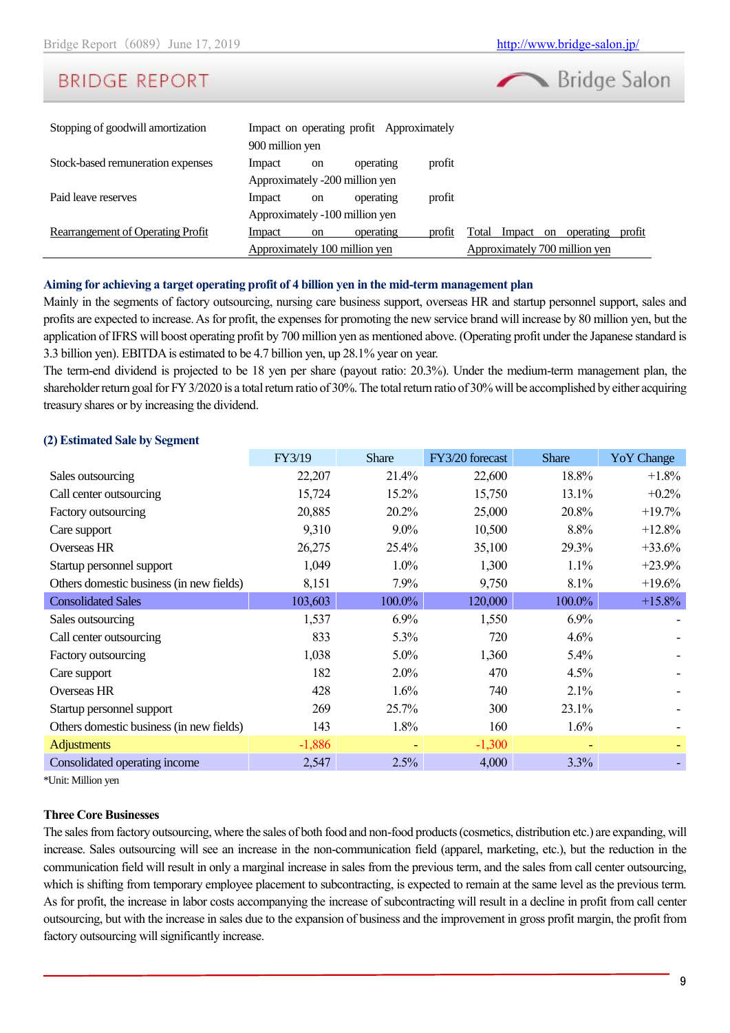| | | |
|---|---|---|
| Stopping of goodwill amortization | Impact on operating profit Approximately 900 million yen | |
| Stock-based remuneration expenses | Impact on operating profit Approximately -200 million yen | |
| Paid leave reserves | Impact on operating profit Approximately -100 million yen | |
| Rearrangement of Operating Profit | Impact on operating profit Approximately 100 million yen | Total Impact on operating profit Approximately 700 million yen |

**Aiming for achieving a target operating profit of 4 billion yen in the mid-term management plan**

Mainly in the segments of factory outsourcing, nursing care business support, overseas HR and startup personnel support, sales and profits are expected to increase. As for profit, the expenses for promoting the new service brand will increase by 80 million yen, but the application of IFRS will boost operating profit by 700 million yen as mentioned above. (Operating profit under the Japanese standard is 3.3 billion yen). EBITDA is estimated to be 4.7 billion yen, up 28.1% year on year.

The term-end dividend is projected to be 18 yen per share (payout ratio: 20.3%). Under the medium-term management plan, the shareholder return goal for FY 3/2020 is a total return ratio of 30%. The total return ratio of 30% will be accomplished by either acquiring treasury shares or by increasing the dividend.

### (2) Estimated Sale by Segment

| | FY3/19 | Share | FY3/20 forecast | Share | YoY Change |
|---|---|---|---|---|---|
| Sales outsourcing | 22,207 | 21.4% | 22,600 | 18.8% | +1.8% |
| Call center outsourcing | 15,724 | 15.2% | 15,750 | 13.1% | +0.2% |
| Factory outsourcing | 20,885 | 20.2% | 25,000 | 20.8% | +19.7% |
| Care support | 9,310 | 9.0% | 10,500 | 8.8% | +12.8% |
| Overseas HR | 26,275 | 25.4% | 35,100 | 29.3% | +33.6% |
| Startup personnel support | 1,049 | 1.0% | 1,300 | 1.1% | +23.9% |
| Others domestic business (in new fields) | 8,151 | 7.9% | 9,750 | 8.1% | +19.6% |
| Consolidated Sales | 103,603 | 100.0% | 120,000 | 100.0% | +15.8% |
| Sales outsourcing | 1,537 | 6.9% | 1,550 | 6.9% | - |
| Call center outsourcing | 833 | 5.3% | 720 | 4.6% | - |
| Factory outsourcing | 1,038 | 5.0% | 1,360 | 5.4% | - |
| Care support | 182 | 2.0% | 470 | 4.5% | - |
| Overseas HR | 428 | 1.6% | 740 | 2.1% | - |
| Startup personnel support | 269 | 25.7% | 300 | 23.1% | - |
| Others domestic business (in new fields) | 143 | 1.8% | 160 | 1.6% | - |
| Adjustments | -1,886 | - | -1,300 | - | - |
| Consolidated operating income | 2,547 | 2.5% | 4,000 | 3.3% | - |

*Unit: Million yen

**Three Core Businesses**

The sales from factory outsourcing, where the sales of both food and non-food products (cosmetics, distribution etc.) are expanding, will increase. Sales outsourcing will see an increase in the non-communication field (apparel, marketing, etc.), but the reduction in the communication field will result in only a marginal increase in sales from the previous term, and the sales from call center outsourcing, which is shifting from temporary employee placement to subcontracting, is expected to remain at the same level as the previous term. As for profit, the increase in labor costs accompanying the increase of subcontracting will result in a decline in profit from call center outsourcing, but with the increase in sales due to the expansion of business and the improvement in gross profit margin, the profit from factory outsourcing will significantly increase.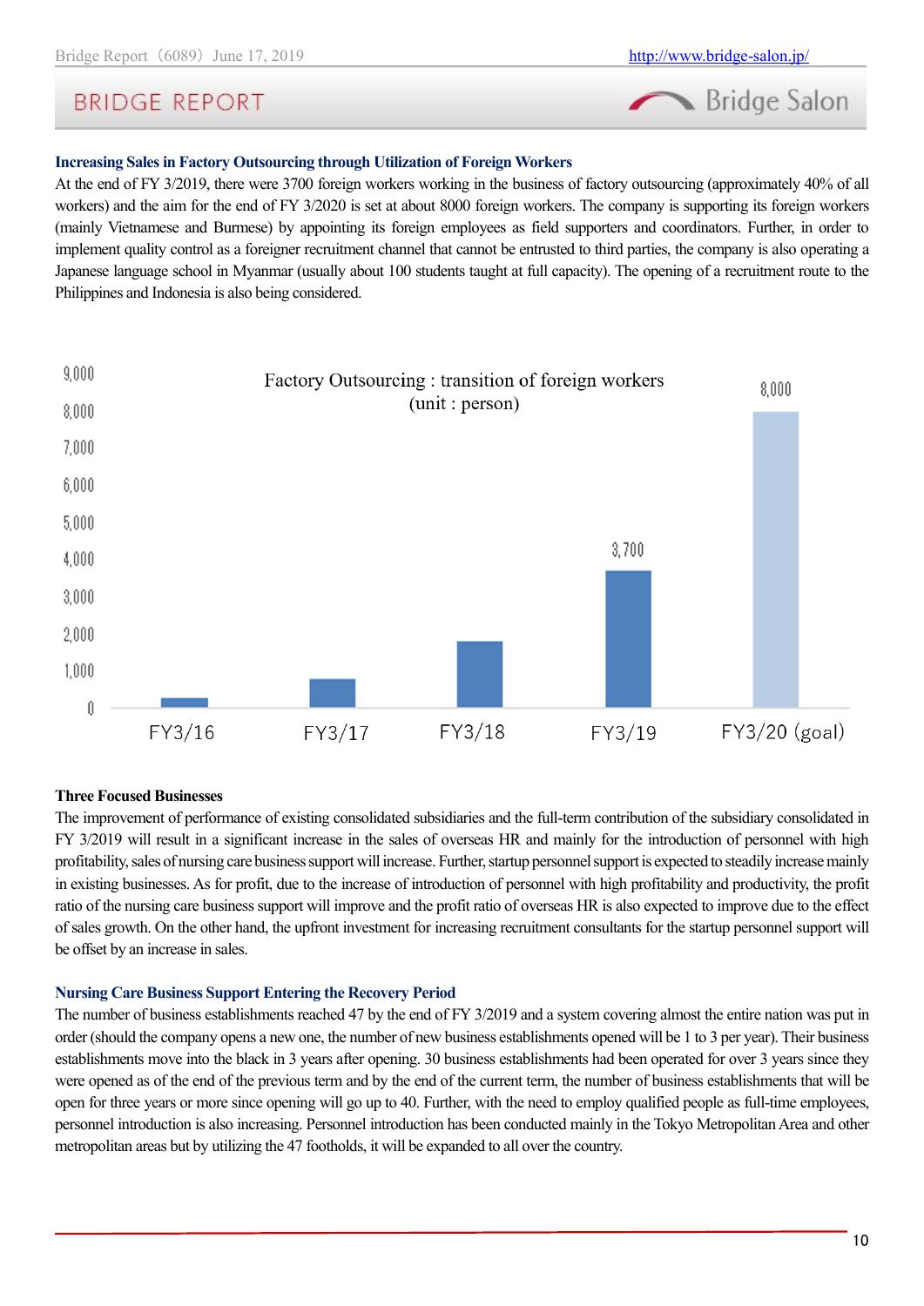### Increasing Sales in Factory Outsourcing through Utilization of Foreign Workers

At the end of FY 3/2019, there were 3700 foreign workers working in the business of factory outsourcing (approximately 40% of all workers) and the aim for the end of FY 3/2020 is set at about 8000 foreign workers. The company is supporting its foreign workers (mainly Vietnamese and Burmese) by appointing its foreign employees as field supporters and coordinators. Further, in order to implement quality control as a foreigner recruitment channel that cannot be entrusted to third parties, the company is also operating a Japanese language school in Myanmar (usually about 100 students taught at full capacity). The opening of a recruitment route to the Philippines and Indonesia is also being considered.

Factory Outsourcing : transition of foreign workers
(unit : person)

9,000
8,000
7,000
6,000
5,000
4,000
3,000
2,000
1,000
0

3,700
8,000

FY3/16
FY3/17
FY3/18
FY3/19
FY3/20 (goal)

### Three Focused Businesses

The improvement of performance of existing consolidated subsidiaries and the full-term contribution of the subsidiary consolidated in FY 3/2019 will result in a significant increase in the sales of overseas HR and mainly for the introduction of personnel with high profitability, sales of nursing care business support will increase. Further, startup personnel support is expected to steadily increase mainly in existing businesses. As for profit, due to the increase of introduction of personnel with high profitability and productivity, the profit ratio of the nursing care business support will improve and the profit ratio of overseas HR is also expected to improve due to the effect of sales growth. On the other hand, the upfront investment for increasing recruitment consultants for the startup personnel support will be offset by an increase in sales.

### Nursing Care Business Support Entering the Recovery Period

The number of business establishments reached 47 by the end of FY 3/2019 and a system covering almost the entire nation was put in order (should the company opens a new one, the number of new business establishments opened will be 1 to 3 per year). Their business establishments move into the black in 3 years after opening. 30 business establishments had been operated for over 3 years since they were opened as of the end of the previous term and by the end of the current term, the number of business establishments that will be open for three years or more since opening will go up to 40. Further, with the need to employ qualified people as full-time employees, personnel introduction is also increasing. Personnel introduction has been conducted mainly in the Tokyo Metropolitan Area and other metropolitan areas but by utilizing the 47 footholds, it will be expanded to all over the country.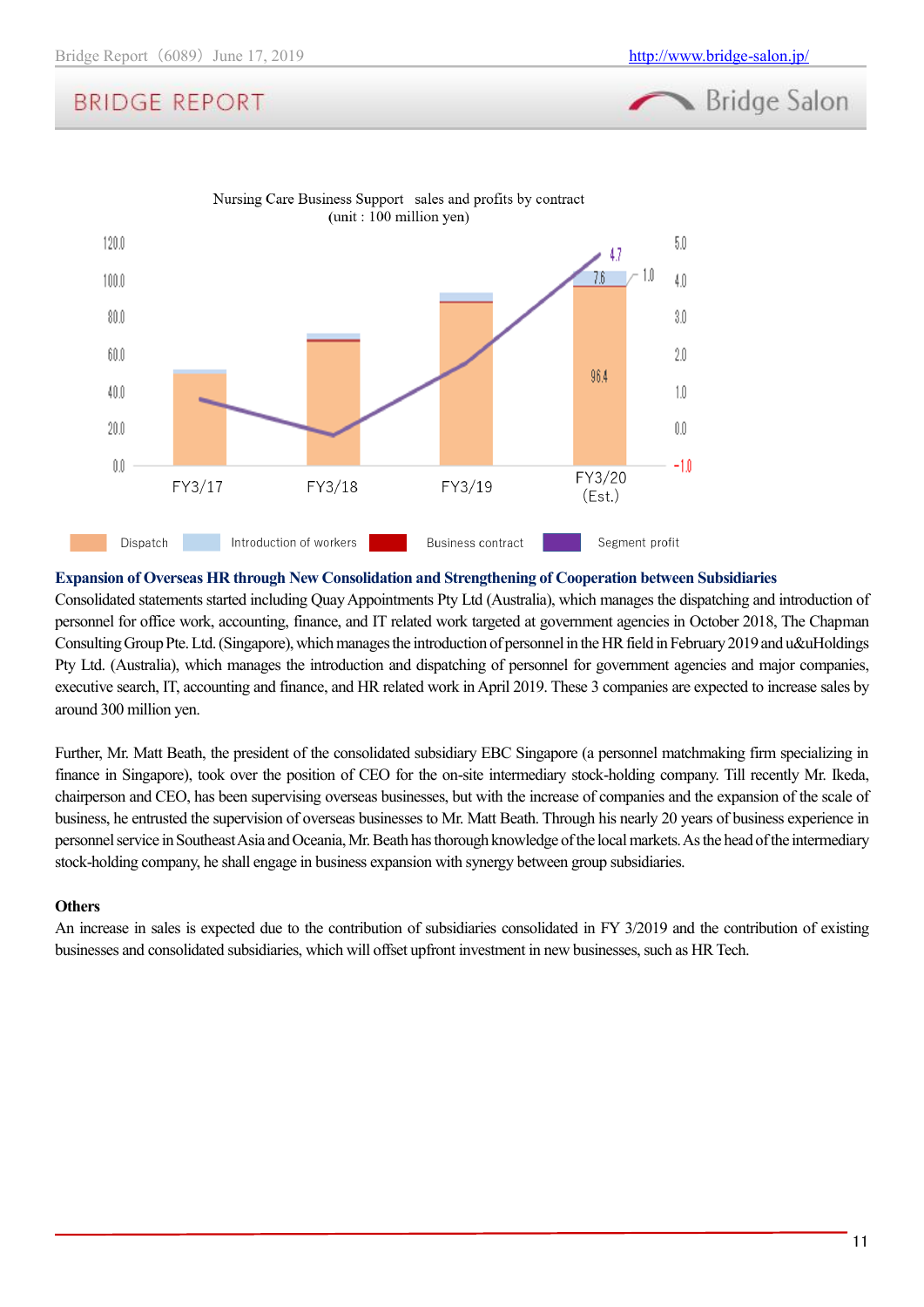Nursing Care Business Support sales and profits by contract
(unit : 100 million yen)

120.0
100.0
80.0
60.0
40.0
20.0
0.0

5.0
4.0
3.0
2.0
1.0
0.0
-1.0

4.7
7.6
1.0
96.4

FY3/17
FY3/18
FY3/19
FY3/20
(Est.)

Dispatch
Introduction of workers
Business contract
Segment profit

**Expansion of Overseas HR through New Consolidation and Strengthening of Cooperation between Subsidiaries**

Consolidated statements started including Quay Appointments Pty Ltd (Australia), which manages the dispatching and introduction of personnel for office work, accounting, finance, and IT related work targeted at government agencies in October 2018, The Chapman Consulting Group Pte. Ltd. (Singapore), which manages the introduction of personnel in the HR field in February 2019 and u&uHoldings Pty Ltd. (Australia), which manages the introduction and dispatching of personnel for government agencies and major companies, executive search, IT, accounting and finance, and HR related work in April 2019. These 3 companies are expected to increase sales by around 300 million yen.

Further, Mr. Matt Beath, the president of the consolidated subsidiary EBC Singapore (a personnel matchmaking firm specializing in finance in Singapore), took over the position of CEO for the on-site intermediary stock-holding company. Till recently Mr. Ikeda, chairperson and CEO, has been supervising overseas businesses, but with the increase of companies and the expansion of the scale of business, he entrusted the supervision of overseas businesses to Mr. Matt Beath. Through his nearly 20 years of business experience in personnel service in Southeast Asia and Oceania, Mr. Beath has thorough knowledge of the local markets. As the head of the intermediary stock-holding company, he shall engage in business expansion with synergy between group subsidiaries.

**Others**

An increase in sales is expected due to the contribution of subsidiaries consolidated in FY 3/2019 and the contribution of existing businesses and consolidated subsidiaries, which will offset upfront investment in new businesses, such as HR Tech.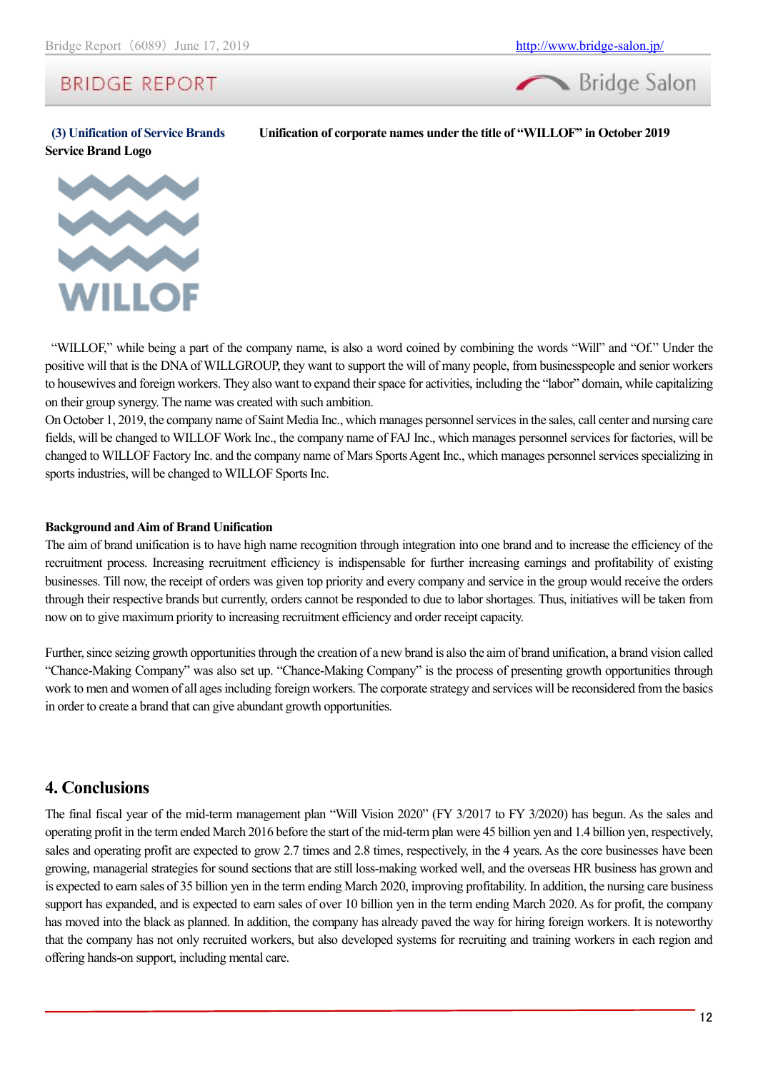### (3) Unification of Service Brands

**Unification of corporate names under the title of "WILLOF" in October 2019**

**Service Brand Logo**

WILLOF

"WILLOF," while being a part of the company name, is also a word coined by combining the words "Will" and "Of." Under the positive will that is the DNA of WILLGROUP, they want to support the will of many people, from businesspeople and senior workers to housewives and foreign workers. They also want to expand their space for activities, including the "labor" domain, while capitalizing on their group synergy. The name was created with such ambition.

On October 1, 2019, the company name of Saint Media Inc., which manages personnel services in the sales, call center and nursing care fields, will be changed to WILLOF Work Inc., the company name of FAJ Inc., which manages personnel services for factories, will be changed to WILLOF Factory Inc. and the company name of Mars Sports Agent Inc., which manages personnel services specializing in sports industries, will be changed to WILLOF Sports Inc.

**Background and Aim of Brand Unification**

The aim of brand unification is to have high name recognition through integration into one brand and to increase the efficiency of the recruitment process. Increasing recruitment efficiency is indispensable for further increasing earnings and profitability of existing businesses. Till now, the receipt of orders was given top priority and every company and service in the group would receive the orders through their respective brands but currently, orders cannot be responded to due to labor shortages. Thus, initiatives will be taken from now on to give maximum priority to increasing recruitment efficiency and order receipt capacity.

Further, since seizing growth opportunities through the creation of a new brand is also the aim of brand unification, a brand vision called "Chance-Making Company" was also set up. "Chance-Making Company" is the process of presenting growth opportunities through work to men and women of all ages including foreign workers. The corporate strategy and services will be reconsidered from the basics in order to create a brand that can give abundant growth opportunities.

## 4. Conclusions

The final fiscal year of the mid-term management plan "Will Vision 2020" (FY 3/2017 to FY 3/2020) has begun. As the sales and operating profit in the term ended March 2016 before the start of the mid-term plan were 45 billion yen and 1.4 billion yen, respectively, sales and operating profit are expected to grow 2.7 times and 2.8 times, respectively, in the 4 years. As the core businesses have been growing, managerial strategies for sound sections that are still loss-making worked well, and the overseas HR business has grown and is expected to earn sales of 35 billion yen in the term ending March 2020, improving profitability. In addition, the nursing care business support has expanded, and is expected to earn sales of over 10 billion yen in the term ending March 2020. As for profit, the company has moved into the black as planned. In addition, the company has already paved the way for hiring foreign workers. It is noteworthy that the company has not only recruited workers, but also developed systems for recruiting and training workers in each region and offering hands-on support, including mental care.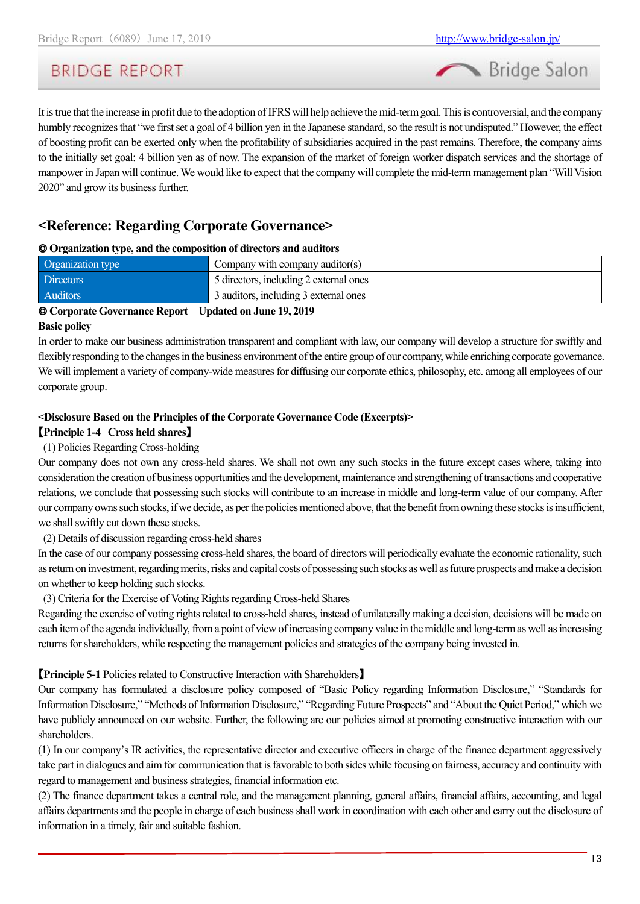It is true that the increase in profit due to the adoption of IFRS will help achieve the mid-term goal. This is controversial, and the company humbly recognizes that "we first set a goal of 4 billion yen in the Japanese standard, so the result is not undisputed." However, the effect of boosting profit can be exerted only when the profitability of subsidiaries acquired in the past remains. Therefore, the company aims to the initially set goal: 4 billion yen as of now. The expansion of the market of foreign worker dispatch services and the shortage of manpower in Japan will continue. We would like to expect that the company will complete the mid-term management plan "Will Vision 2020" and grow its business further.

## <Reference: Regarding Corporate Governance>

**◎ Organization type, and the composition of directors and auditors**

| | |
|---|---|
| Organization type | Company with company auditor(s) |
| Directors | 5 directors, including 2 external ones |
| Auditors | 3 auditors, including 3 external ones |

**◎ Corporate Governance Report　Updated on June 19, 2019**

**Basic policy**

In order to make our business administration transparent and compliant with law, our company will develop a structure for swiftly and flexibly responding to the changes in the business environment of the entire group of our company, while enriching corporate governance. We will implement a variety of company-wide measures for diffusing our corporate ethics, philosophy, etc. among all employees of our corporate group.

**<Disclosure Based on the Principles of the Corporate Governance Code (Excerpts)>**

**【Principle 1-4　Cross held shares】**

(1) Policies Regarding Cross-holding

Our company does not own any cross-held shares. We shall not own any such stocks in the future except cases where, taking into consideration the creation of business opportunities and the development, maintenance and strengthening of transactions and cooperative relations, we conclude that possessing such stocks will contribute to an increase in middle and long-term value of our company. After our company owns such stocks, if we decide, as per the policies mentioned above, that the benefit from owning these stocks is insufficient, we shall swiftly cut down these stocks.

(2) Details of discussion regarding cross-held shares

In the case of our company possessing cross-held shares, the board of directors will periodically evaluate the economic rationality, such as return on investment, regarding merits, risks and capital costs of possessing such stocks as well as future prospects and make a decision on whether to keep holding such stocks.

(3) Criteria for the Exercise of Voting Rights regarding Cross-held Shares

Regarding the exercise of voting rights related to cross-held shares, instead of unilaterally making a decision, decisions will be made on each item of the agenda individually, from a point of view of increasing company value in the middle and long-term as well as increasing returns for shareholders, while respecting the management policies and strategies of the company being invested in.

**【Principle 5-1** Policies related to Constructive Interaction with Shareholders**】**

Our company has formulated a disclosure policy composed of "Basic Policy regarding Information Disclosure," "Standards for Information Disclosure," "Methods of Information Disclosure," "Regarding Future Prospects" and "About the Quiet Period," which we have publicly announced on our website. Further, the following are our policies aimed at promoting constructive interaction with our shareholders.

(1) In our company's IR activities, the representative director and executive officers in charge of the finance department aggressively take part in dialogues and aim for communication that is favorable to both sides while focusing on fairness, accuracy and continuity with regard to management and business strategies, financial information etc.

(2) The finance department takes a central role, and the management planning, general affairs, financial affairs, accounting, and legal affairs departments and the people in charge of each business shall work in coordination with each other and carry out the disclosure of information in a timely, fair and suitable fashion.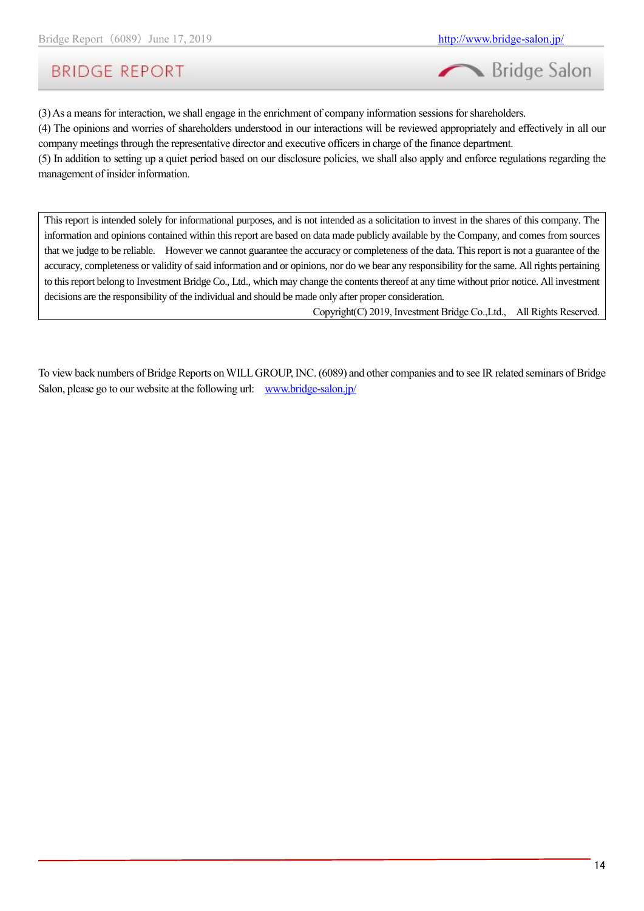(3) As a means for interaction, we shall engage in the enrichment of company information sessions for shareholders.
(4) The opinions and worries of shareholders understood in our interactions will be reviewed appropriately and effectively in all our company meetings through the representative director and executive officers in charge of the finance department.
(5) In addition to setting up a quiet period based on our disclosure policies, we shall also apply and enforce regulations regarding the management of insider information.

This report is intended solely for informational purposes, and is not intended as a solicitation to invest in the shares of this company. The information and opinions contained within this report are based on data made publicly available by the Company, and comes from sources that we judge to be reliable. However we cannot guarantee the accuracy or completeness of the data. This report is not a guarantee of the accuracy, completeness or validity of said information and or opinions, nor do we bear any responsibility for the same. All rights pertaining to this report belong to Investment Bridge Co., Ltd., which may change the contents thereof at any time without prior notice. All investment decisions are the responsibility of the individual and should be made only after proper consideration.

Copyright(C) 2019, Investment Bridge Co.,Ltd., All Rights Reserved.

To view back numbers of Bridge Reports on WILL GROUP, INC. (6089) and other companies and to see IR related seminars of Bridge Salon, please go to our website at the following url: www.bridge-salon.jp/